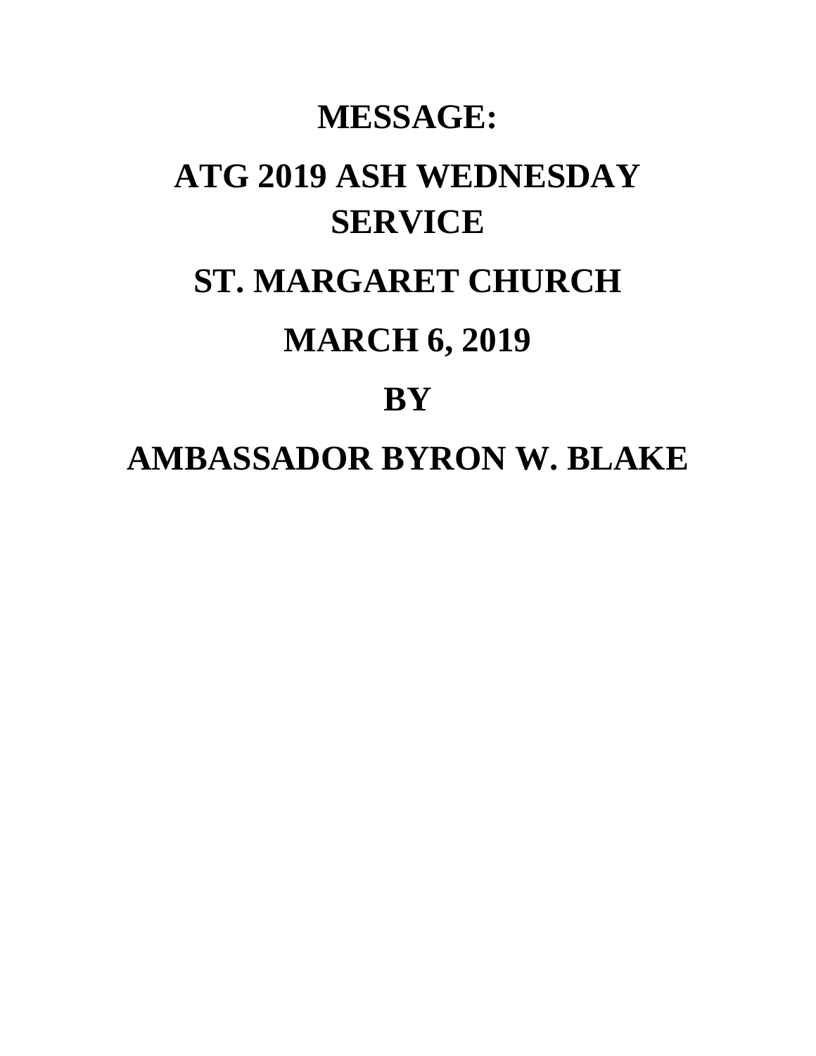# MESSAGE:

# ATG 2019 ASH WEDNESDAY SERVICE

# ST. MARGARET CHURCH

# MARCH 6, 2019

# BY

# AMBASSADOR BYRON W. BLAKE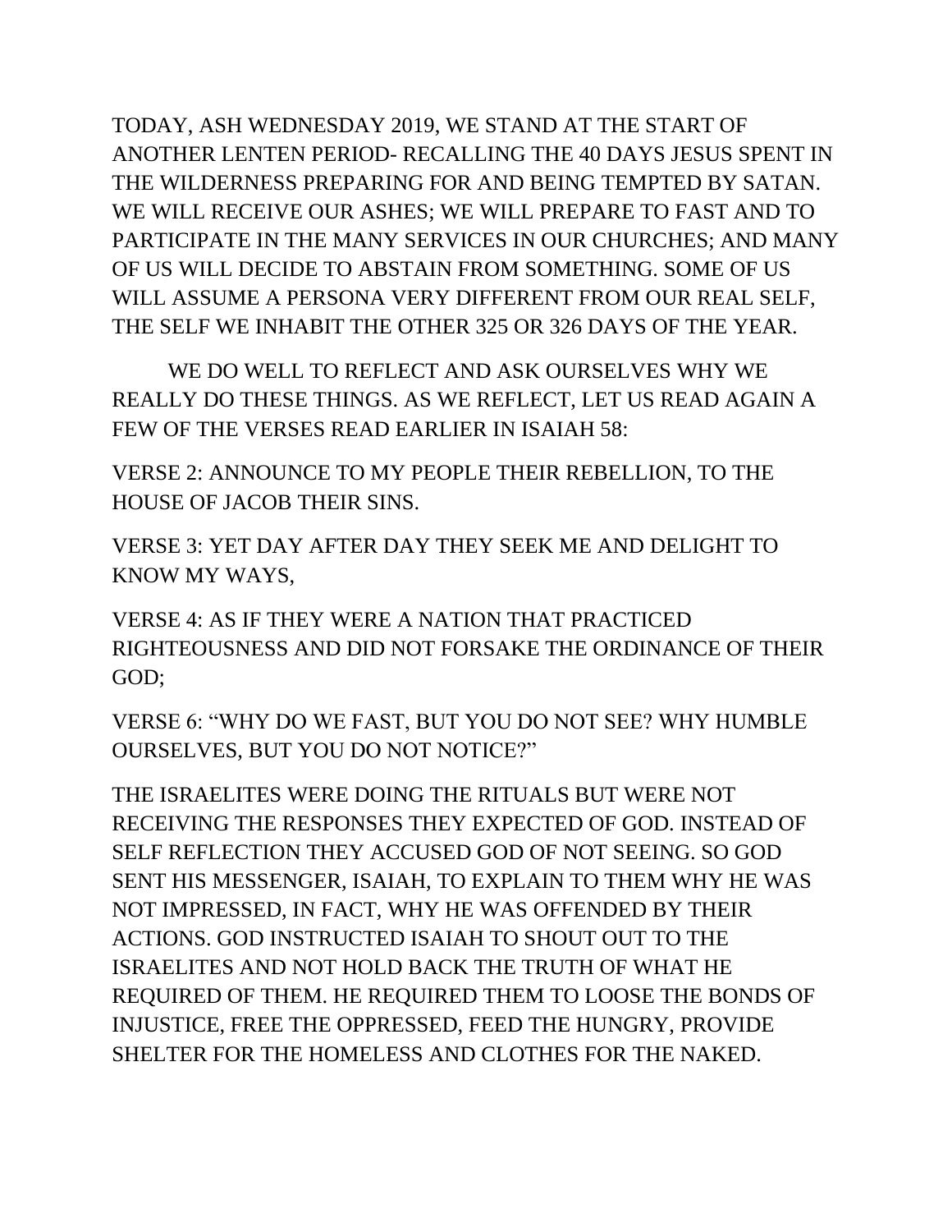TODAY, ASH WEDNESDAY 2019, WE STAND AT THE START OF ANOTHER LENTEN PERIOD- RECALLING THE 40 DAYS JESUS SPENT IN THE WILDERNESS PREPARING FOR AND BEING TEMPTED BY SATAN. WE WILL RECEIVE OUR ASHES; WE WILL PREPARE TO FAST AND TO PARTICIPATE IN THE MANY SERVICES IN OUR CHURCHES; AND MANY OF US WILL DECIDE TO ABSTAIN FROM SOMETHING. SOME OF US WILL ASSUME A PERSONA VERY DIFFERENT FROM OUR REAL SELF, THE SELF WE INHABIT THE OTHER 325 OR 326 DAYS OF THE YEAR.

WE DO WELL TO REFLECT AND ASK OURSELVES WHY WE REALLY DO THESE THINGS. AS WE REFLECT, LET US READ AGAIN A FEW OF THE VERSES READ EARLIER IN ISAIAH 58:

VERSE 2: ANNOUNCE TO MY PEOPLE THEIR REBELLION, TO THE HOUSE OF JACOB THEIR SINS.

VERSE 3: YET DAY AFTER DAY THEY SEEK ME AND DELIGHT TO KNOW MY WAYS,

VERSE 4: AS IF THEY WERE A NATION THAT PRACTICED RIGHTEOUSNESS AND DID NOT FORSAKE THE ORDINANCE OF THEIR GOD;

VERSE 6: "WHY DO WE FAST, BUT YOU DO NOT SEE? WHY HUMBLE OURSELVES, BUT YOU DO NOT NOTICE?"

THE ISRAELITES WERE DOING THE RITUALS BUT WERE NOT RECEIVING THE RESPONSES THEY EXPECTED OF GOD. INSTEAD OF SELF REFLECTION THEY ACCUSED GOD OF NOT SEEING. SO GOD SENT HIS MESSENGER, ISAIAH, TO EXPLAIN TO THEM WHY HE WAS NOT IMPRESSED, IN FACT, WHY HE WAS OFFENDED BY THEIR ACTIONS. GOD INSTRUCTED ISAIAH TO SHOUT OUT TO THE ISRAELITES AND NOT HOLD BACK THE TRUTH OF WHAT HE REQUIRED OF THEM. HE REQUIRED THEM TO LOOSE THE BONDS OF INJUSTICE, FREE THE OPPRESSED, FEED THE HUNGRY, PROVIDE SHELTER FOR THE HOMELESS AND CLOTHES FOR THE NAKED.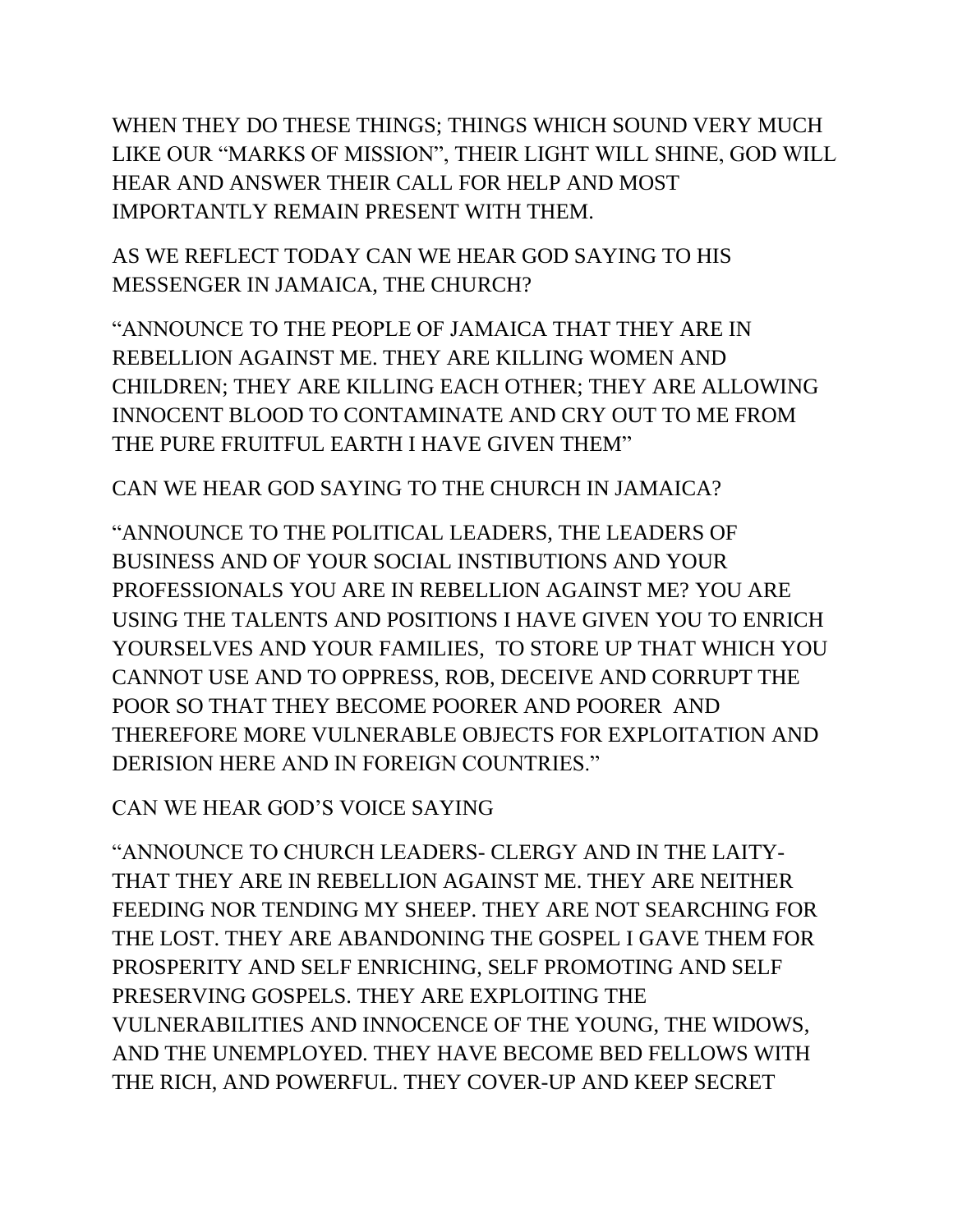WHEN THEY DO THESE THINGS; THINGS WHICH SOUND VERY MUCH LIKE OUR "MARKS OF MISSION", THEIR LIGHT WILL SHINE, GOD WILL HEAR AND ANSWER THEIR CALL FOR HELP AND MOST IMPORTANTLY REMAIN PRESENT WITH THEM.

AS WE REFLECT TODAY CAN WE HEAR GOD SAYING TO HIS MESSENGER IN JAMAICA, THE CHURCH?

"ANNOUNCE TO THE PEOPLE OF JAMAICA THAT THEY ARE IN REBELLION AGAINST ME. THEY ARE KILLING WOMEN AND CHILDREN; THEY ARE KILLING EACH OTHER; THEY ARE ALLOWING INNOCENT BLOOD TO CONTAMINATE AND CRY OUT TO ME FROM THE PURE FRUITFUL EARTH I HAVE GIVEN THEM"

CAN WE HEAR GOD SAYING TO THE CHURCH IN JAMAICA?

"ANNOUNCE TO THE POLITICAL LEADERS, THE LEADERS OF BUSINESS AND OF YOUR SOCIAL INSTIBUTIONS AND YOUR PROFESSIONALS YOU ARE IN REBELLION AGAINST ME? YOU ARE USING THE TALENTS AND POSITIONS I HAVE GIVEN YOU TO ENRICH YOURSELVES AND YOUR FAMILIES, TO STORE UP THAT WHICH YOU CANNOT USE AND TO OPPRESS, ROB, DECEIVE AND CORRUPT THE POOR SO THAT THEY BECOME POORER AND POORER AND THEREFORE MORE VULNERABLE OBJECTS FOR EXPLOITATION AND DERISION HERE AND IN FOREIGN COUNTRIES."

CAN WE HEAR GOD'S VOICE SAYING

"ANNOUNCE TO CHURCH LEADERS- CLERGY AND IN THE LAITY- THAT THEY ARE IN REBELLION AGAINST ME. THEY ARE NEITHER FEEDING NOR TENDING MY SHEEP. THEY ARE NOT SEARCHING FOR THE LOST. THEY ARE ABANDONING THE GOSPEL I GAVE THEM FOR PROSPERITY AND SELF ENRICHING, SELF PROMOTING AND SELF PRESERVING GOSPELS. THEY ARE EXPLOITING THE VULNERABILITIES AND INNOCENCE OF THE YOUNG, THE WIDOWS, AND THE UNEMPLOYED. THEY HAVE BECOME BED FELLOWS WITH THE RICH, AND POWERFUL. THEY COVER-UP AND KEEP SECRET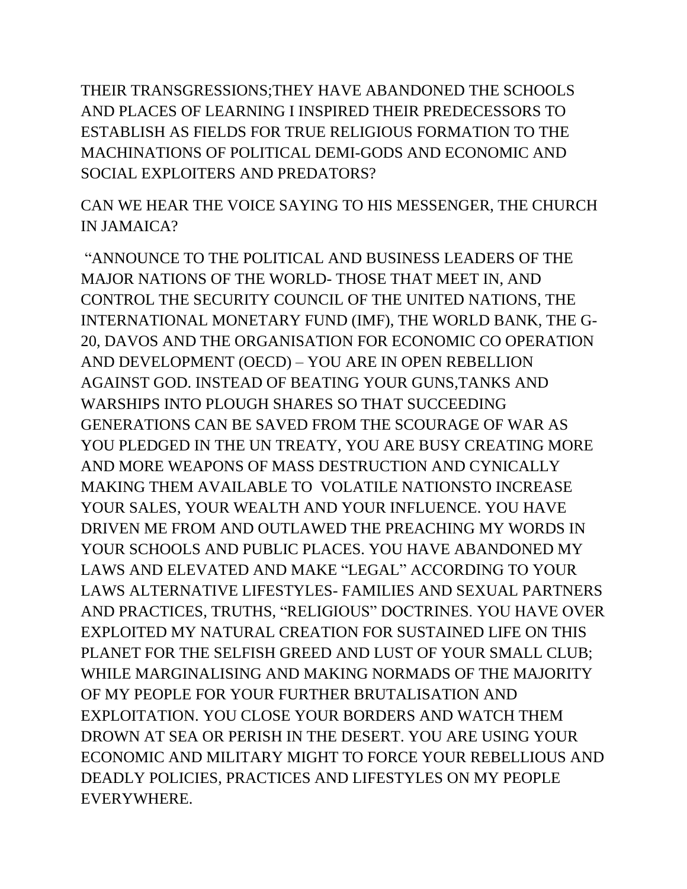THEIR TRANSGRESSIONS;THEY HAVE ABANDONED THE SCHOOLS AND PLACES OF LEARNING I INSPIRED THEIR PREDECESSORS TO ESTABLISH AS FIELDS FOR TRUE RELIGIOUS FORMATION TO THE MACHINATIONS OF POLITICAL DEMI-GODS AND ECONOMIC AND SOCIAL EXPLOITERS AND PREDATORS?

CAN WE HEAR THE VOICE SAYING TO HIS MESSENGER, THE CHURCH IN JAMAICA?

"ANNOUNCE TO THE POLITICAL AND BUSINESS LEADERS OF THE MAJOR NATIONS OF THE WORLD- THOSE THAT MEET IN, AND CONTROL THE SECURITY COUNCIL OF THE UNITED NATIONS, THE INTERNATIONAL MONETARY FUND (IMF), THE WORLD BANK, THE G-20, DAVOS AND THE ORGANISATION FOR ECONOMIC CO OPERATION AND DEVELOPMENT (OECD) – YOU ARE IN OPEN REBELLION AGAINST GOD. INSTEAD OF BEATING YOUR GUNS,TANKS AND WARSHIPS INTO PLOUGH SHARES SO THAT SUCCEEDING GENERATIONS CAN BE SAVED FROM THE SCOURAGE OF WAR AS YOU PLEDGED IN THE UN TREATY, YOU ARE BUSY CREATING MORE AND MORE WEAPONS OF MASS DESTRUCTION AND CYNICALLY MAKING THEM AVAILABLE TO VOLATILE NATIONSTO INCREASE YOUR SALES, YOUR WEALTH AND YOUR INFLUENCE. YOU HAVE DRIVEN ME FROM AND OUTLAWED THE PREACHING MY WORDS IN YOUR SCHOOLS AND PUBLIC PLACES. YOU HAVE ABANDONED MY LAWS AND ELEVATED AND MAKE "LEGAL" ACCORDING TO YOUR LAWS ALTERNATIVE LIFESTYLES- FAMILIES AND SEXUAL PARTNERS AND PRACTICES, TRUTHS, "RELIGIOUS" DOCTRINES. YOU HAVE OVER EXPLOITED MY NATURAL CREATION FOR SUSTAINED LIFE ON THIS PLANET FOR THE SELFISH GREED AND LUST OF YOUR SMALL CLUB; WHILE MARGINALISING AND MAKING NORMADS OF THE MAJORITY OF MY PEOPLE FOR YOUR FURTHER BRUTALISATION AND EXPLOITATION. YOU CLOSE YOUR BORDERS AND WATCH THEM DROWN AT SEA OR PERISH IN THE DESERT. YOU ARE USING YOUR ECONOMIC AND MILITARY MIGHT TO FORCE YOUR REBELLIOUS AND DEADLY POLICIES, PRACTICES AND LIFESTYLES ON MY PEOPLE EVERYWHERE.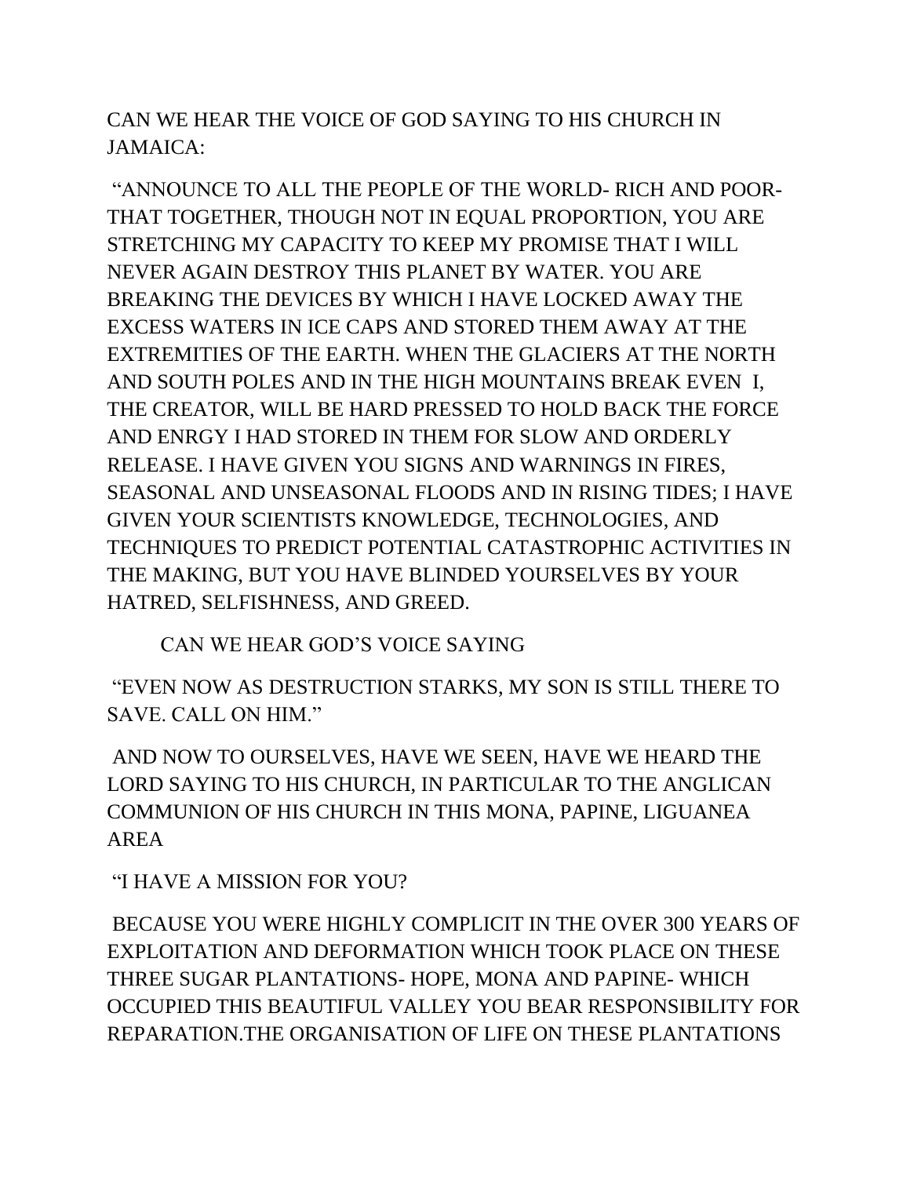CAN WE HEAR THE VOICE OF GOD SAYING TO HIS CHURCH IN JAMAICA:

"ANNOUNCE TO ALL THE PEOPLE OF THE WORLD- RICH AND POOR- THAT TOGETHER, THOUGH NOT IN EQUAL PROPORTION, YOU ARE STRETCHING MY CAPACITY TO KEEP MY PROMISE THAT I WILL NEVER AGAIN DESTROY THIS PLANET BY WATER. YOU ARE BREAKING THE DEVICES BY WHICH I HAVE LOCKED AWAY THE EXCESS WATERS IN ICE CAPS AND STORED THEM AWAY AT THE EXTREMITIES OF THE EARTH. WHEN THE GLACIERS AT THE NORTH AND SOUTH POLES AND IN THE HIGH MOUNTAINS BREAK EVEN I, THE CREATOR, WILL BE HARD PRESSED TO HOLD BACK THE FORCE AND ENRGY I HAD STORED IN THEM FOR SLOW AND ORDERLY RELEASE. I HAVE GIVEN YOU SIGNS AND WARNINGS IN FIRES, SEASONAL AND UNSEASONAL FLOODS AND IN RISING TIDES; I HAVE GIVEN YOUR SCIENTISTS KNOWLEDGE, TECHNOLOGIES, AND TECHNIQUES TO PREDICT POTENTIAL CATASTROPHIC ACTIVITIES IN THE MAKING, BUT YOU HAVE BLINDED YOURSELVES BY YOUR HATRED, SELFISHNESS, AND GREED.

CAN WE HEAR GOD'S VOICE SAYING

"EVEN NOW AS DESTRUCTION STARKS, MY SON IS STILL THERE TO SAVE. CALL ON HIM."

AND NOW TO OURSELVES, HAVE WE SEEN, HAVE WE HEARD THE LORD SAYING TO HIS CHURCH, IN PARTICULAR TO THE ANGLICAN COMMUNION OF HIS CHURCH IN THIS MONA, PAPINE, LIGUANEA AREA

"I HAVE A MISSION FOR YOU?

BECAUSE YOU WERE HIGHLY COMPLICIT IN THE OVER 300 YEARS OF EXPLOITATION AND DEFORMATION WHICH TOOK PLACE ON THESE THREE SUGAR PLANTATIONS- HOPE, MONA AND PAPINE- WHICH OCCUPIED THIS BEAUTIFUL VALLEY YOU BEAR RESPONSIBILITY FOR REPARATION.THE ORGANISATION OF LIFE ON THESE PLANTATIONS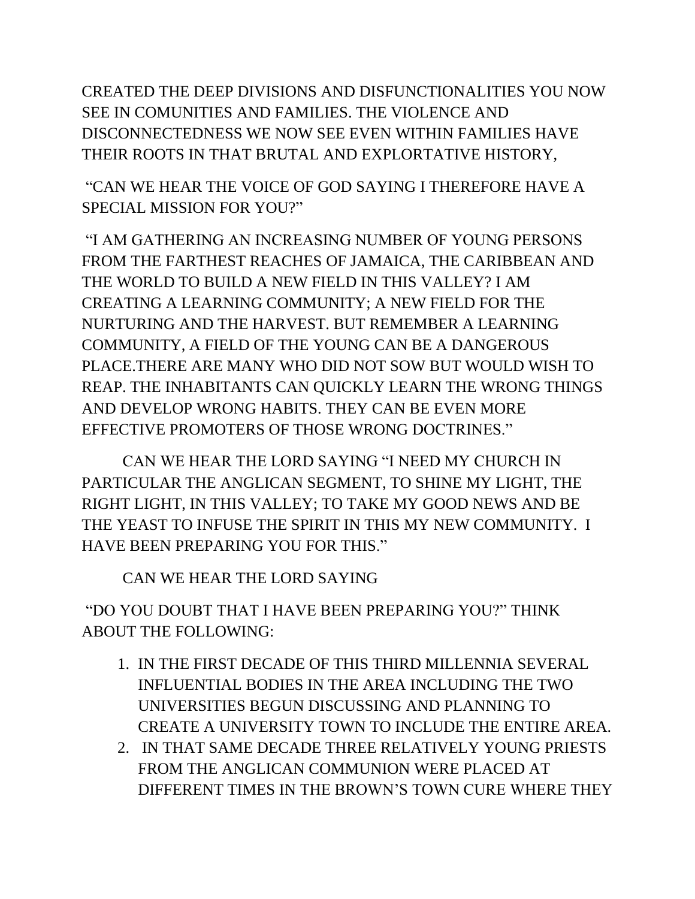CREATED THE DEEP DIVISIONS AND DISFUNCTIONALITIES YOU NOW SEE IN COMUNITIES AND FAMILIES. THE VIOLENCE AND DISCONNECTEDNESS WE NOW SEE EVEN WITHIN FAMILIES HAVE THEIR ROOTS IN THAT BRUTAL AND EXPLORTATIVE HISTORY,

"CAN WE HEAR THE VOICE OF GOD SAYING I THEREFORE HAVE A SPECIAL MISSION FOR YOU?"

"I AM GATHERING AN INCREASING NUMBER OF YOUNG PERSONS FROM THE FARTHEST REACHES OF JAMAICA, THE CARIBBEAN AND THE WORLD TO BUILD A NEW FIELD IN THIS VALLEY? I AM CREATING A LEARNING COMMUNITY; A NEW FIELD FOR THE NURTURING AND THE HARVEST. BUT REMEMBER A LEARNING COMMUNITY, A FIELD OF THE YOUNG CAN BE A DANGEROUS PLACE.THERE ARE MANY WHO DID NOT SOW BUT WOULD WISH TO REAP. THE INHABITANTS CAN QUICKLY LEARN THE WRONG THINGS AND DEVELOP WRONG HABITS. THEY CAN BE EVEN MORE EFFECTIVE PROMOTERS OF THOSE WRONG DOCTRINES."

CAN WE HEAR THE LORD SAYING "I NEED MY CHURCH IN PARTICULAR THE ANGLICAN SEGMENT, TO SHINE MY LIGHT, THE RIGHT LIGHT, IN THIS VALLEY; TO TAKE MY GOOD NEWS AND BE THE YEAST TO INFUSE THE SPIRIT IN THIS MY NEW COMMUNITY. I HAVE BEEN PREPARING YOU FOR THIS."

CAN WE HEAR THE LORD SAYING

"DO YOU DOUBT THAT I HAVE BEEN PREPARING YOU?" THINK ABOUT THE FOLLOWING:

1. IN THE FIRST DECADE OF THIS THIRD MILLENNIA SEVERAL INFLUENTIAL BODIES IN THE AREA INCLUDING THE TWO UNIVERSITIES BEGUN DISCUSSING AND PLANNING TO CREATE A UNIVERSITY TOWN TO INCLUDE THE ENTIRE AREA.
2. IN THAT SAME DECADE THREE RELATIVELY YOUNG PRIESTS FROM THE ANGLICAN COMMUNION WERE PLACED AT DIFFERENT TIMES IN THE BROWN'S TOWN CURE WHERE THEY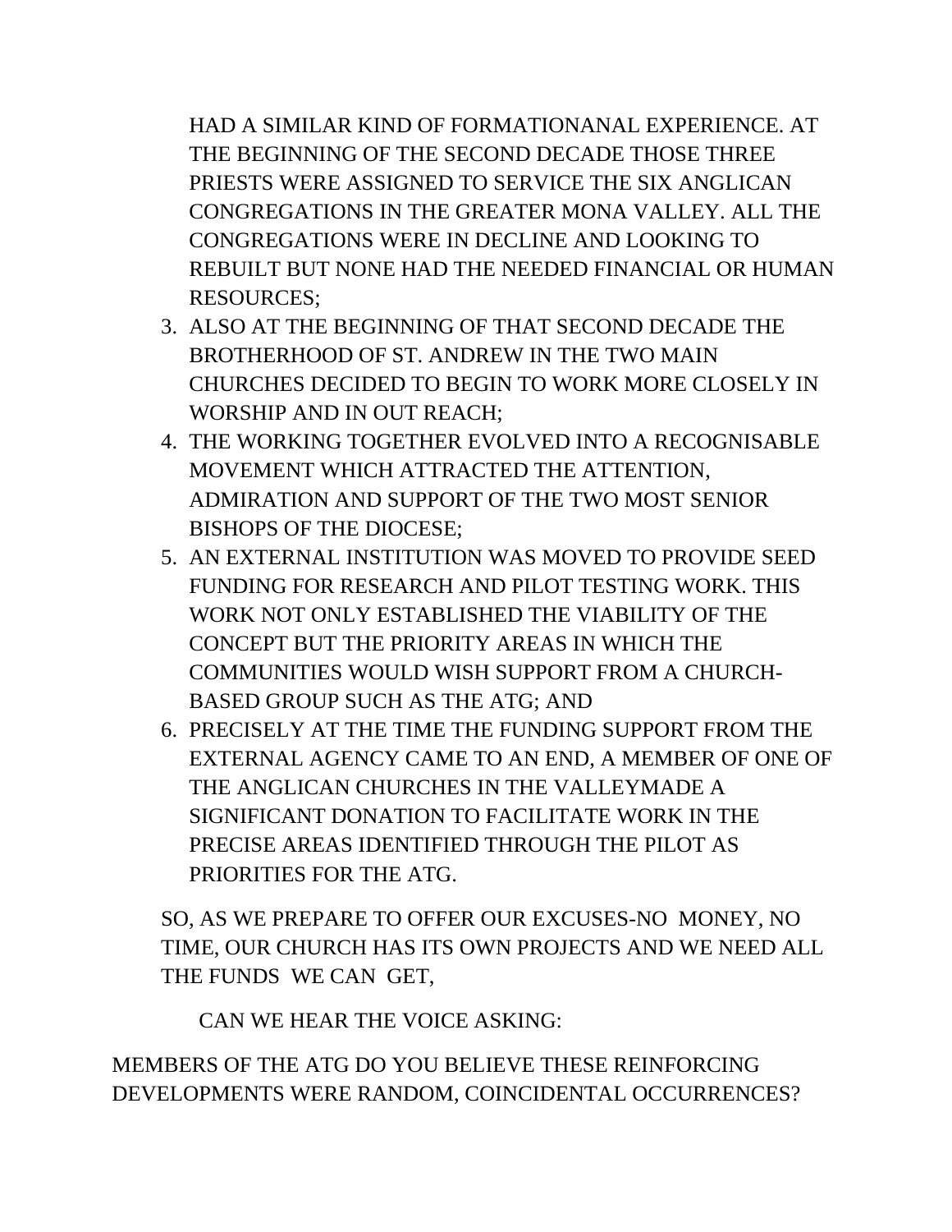HAD A SIMILAR KIND OF FORMATIONANAL EXPERIENCE. AT THE BEGINNING OF THE SECOND DECADE THOSE THREE PRIESTS WERE ASSIGNED TO SERVICE THE SIX ANGLICAN CONGREGATIONS IN THE GREATER MONA VALLEY. ALL THE CONGREGATIONS WERE IN DECLINE AND LOOKING TO REBUILT BUT NONE HAD THE NEEDED FINANCIAL OR HUMAN RESOURCES;

3. ALSO AT THE BEGINNING OF THAT SECOND DECADE THE BROTHERHOOD OF ST. ANDREW IN THE TWO MAIN CHURCHES DECIDED TO BEGIN TO WORK MORE CLOSELY IN WORSHIP AND IN OUT REACH;
4. THE WORKING TOGETHER EVOLVED INTO A RECOGNISABLE MOVEMENT WHICH ATTRACTED THE ATTENTION, ADMIRATION AND SUPPORT OF THE TWO MOST SENIOR BISHOPS OF THE DIOCESE;
5. AN EXTERNAL INSTITUTION WAS MOVED TO PROVIDE SEED FUNDING FOR RESEARCH AND PILOT TESTING WORK. THIS WORK NOT ONLY ESTABLISHED THE VIABILITY OF THE CONCEPT BUT THE PRIORITY AREAS IN WHICH THE COMMUNITIES WOULD WISH SUPPORT FROM A CHURCH-BASED GROUP SUCH AS THE ATG; AND
6. PRECISELY AT THE TIME THE FUNDING SUPPORT FROM THE EXTERNAL AGENCY CAME TO AN END, A MEMBER OF ONE OF THE ANGLICAN CHURCHES IN THE VALLEYMADE A SIGNIFICANT DONATION TO FACILITATE WORK IN THE PRECISE AREAS IDENTIFIED THROUGH THE PILOT AS PRIORITIES FOR THE ATG.

SO, AS WE PREPARE TO OFFER OUR EXCUSES-NO MONEY, NO TIME, OUR CHURCH HAS ITS OWN PROJECTS AND WE NEED ALL THE FUNDS WE CAN GET,

CAN WE HEAR THE VOICE ASKING:

MEMBERS OF THE ATG DO YOU BELIEVE THESE REINFORCING DEVELOPMENTS WERE RANDOM, COINCIDENTAL OCCURRENCES?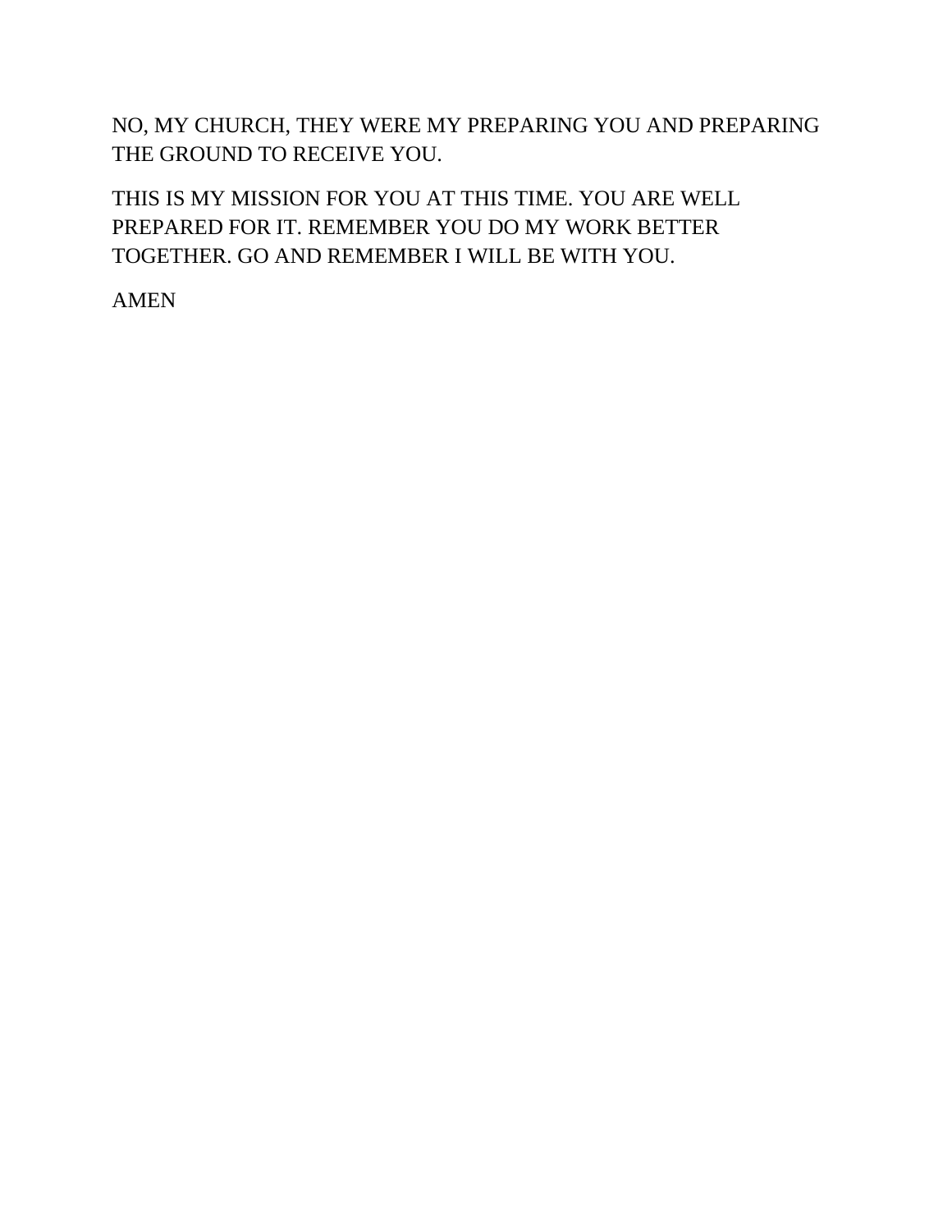NO, MY CHURCH, THEY WERE MY PREPARING YOU AND PREPARING THE GROUND TO RECEIVE YOU.

THIS IS MY MISSION FOR YOU AT THIS TIME. YOU ARE WELL PREPARED FOR IT. REMEMBER YOU DO MY WORK BETTER TOGETHER. GO AND REMEMBER I WILL BE WITH YOU.

AMEN